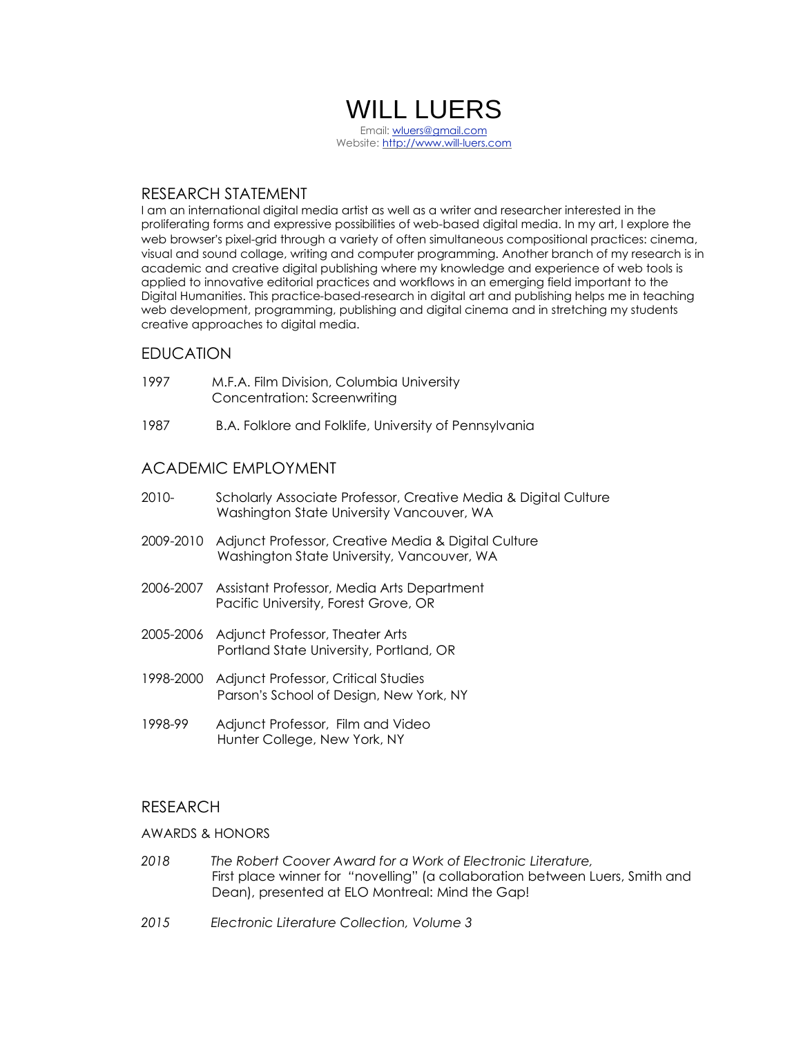# WILL LUERS

Email: wluers@gmail.com
Website: http://www.will-luers.com

## RESEARCH STATEMENT

I am an international digital media artist as well as a writer and researcher interested in the proliferating forms and expressive possibilities of web-based digital media. In my art, I explore the web browser's pixel-grid through a variety of often simultaneous compositional practices: cinema, visual and sound collage, writing and computer programming. Another branch of my research is in academic and creative digital publishing where my knowledge and experience of web tools is applied to innovative editorial practices and workflows in an emerging field important to the Digital Humanities. This practice-based-research in digital art and publishing helps me in teaching web development, programming, publishing and digital cinema and in stretching my students creative approaches to digital media.

## EDUCATION

1997 M.F.A. Film Division, Columbia University
Concentration: Screenwriting

1987 B.A. Folklore and Folklife, University of Pennsylvania

## ACADEMIC EMPLOYMENT

2010- Scholarly Associate Professor, Creative Media & Digital Culture
Washington State University Vancouver, WA

2009-2010 Adjunct Professor, Creative Media & Digital Culture
Washington State University, Vancouver, WA

2006-2007 Assistant Professor, Media Arts Department
Pacific University, Forest Grove, OR

2005-2006 Adjunct Professor, Theater Arts
Portland State University, Portland, OR

1998-2000 Adjunct Professor, Critical Studies
Parson's School of Design, New York, NY

1998-99 Adjunct Professor, Film and Video
Hunter College, New York, NY

## RESEARCH

### AWARDS & HONORS

*2018* *The Robert Coover Award for a Work of Electronic Literature,*
First place winner for "novelling" (a collaboration between Luers, Smith and Dean), presented at ELO Montreal: Mind the Gap!

*2015* *Electronic Literature Collection, Volume 3*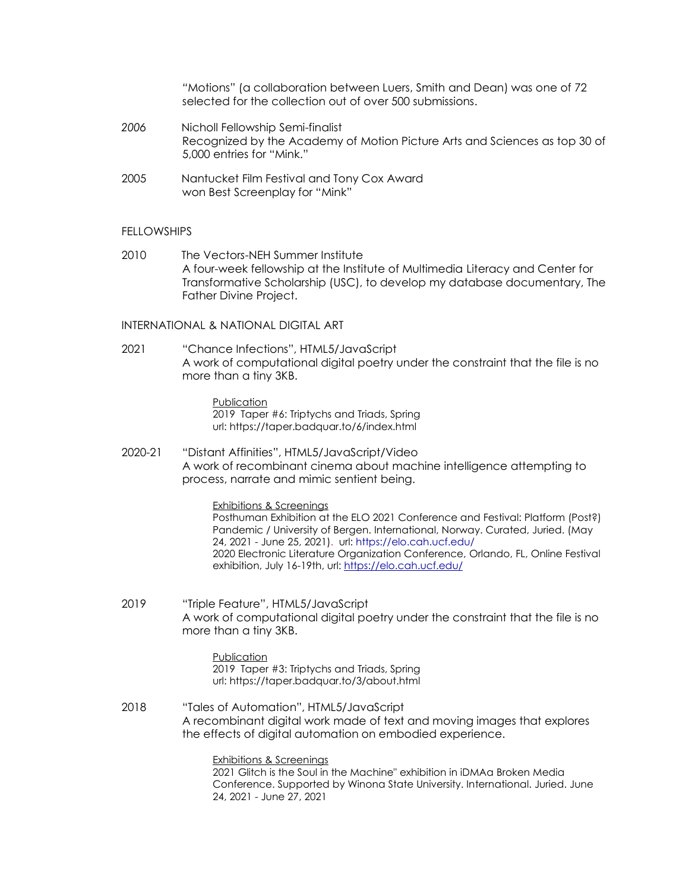"Motions" (a collaboration between Luers, Smith and Dean) was one of 72 selected for the collection out of over 500 submissions.

*2006* Nicholl Fellowship Semi-finalist
Recognized by the Academy of Motion Picture Arts and Sciences as top 30 of 5,000 entries for "Mink."

2005 Nantucket Film Festival and Tony Cox Award
won Best Screenplay for "Mink"

## FELLOWSHIPS

2010 The Vectors-NEH Summer Institute
A four-week fellowship at the Institute of Multimedia Literacy and Center for Transformative Scholarship (USC), to develop my database documentary, The Father Divine Project.

## INTERNATIONAL & NATIONAL DIGITAL ART

2021 "Chance Infections", HTML5/JavaScript
A work of computational digital poetry under the constraint that the file is no more than a tiny 3KB.

> Publication
> 2019 Taper #6: Triptychs and Triads, Spring
> url: https://taper.badquar.to/6/index.html

2020-21 "Distant Affinities", HTML5/JavaScript/Video
A work of recombinant cinema about machine intelligence attempting to process, narrate and mimic sentient being.

> Exhibitions & Screenings
> Posthuman Exhibition at the ELO 2021 Conference and Festival: Platform (Post?) Pandemic / University of Bergen. International, Norway. Curated, Juried. (May 24, 2021 - June 25, 2021). url: https://elo.cah.ucf.edu/
> 2020 Electronic Literature Organization Conference, Orlando, FL, Online Festival exhibition, July 16-19th, url: https://elo.cah.ucf.edu/

2019 "Triple Feature", HTML5/JavaScript
A work of computational digital poetry under the constraint that the file is no more than a tiny 3KB.

> Publication
> 2019 Taper #3: Triptychs and Triads, Spring
> url: https://taper.badquar.to/3/about.html

2018 "Tales of Automation", HTML5/JavaScript
A recombinant digital work made of text and moving images that explores the effects of digital automation on embodied experience.

> Exhibitions & Screenings
> 2021 Glitch is the Soul in the Machine" exhibition in iDMAa Broken Media Conference. Supported by Winona State University. International. Juried. June 24, 2021 - June 27, 2021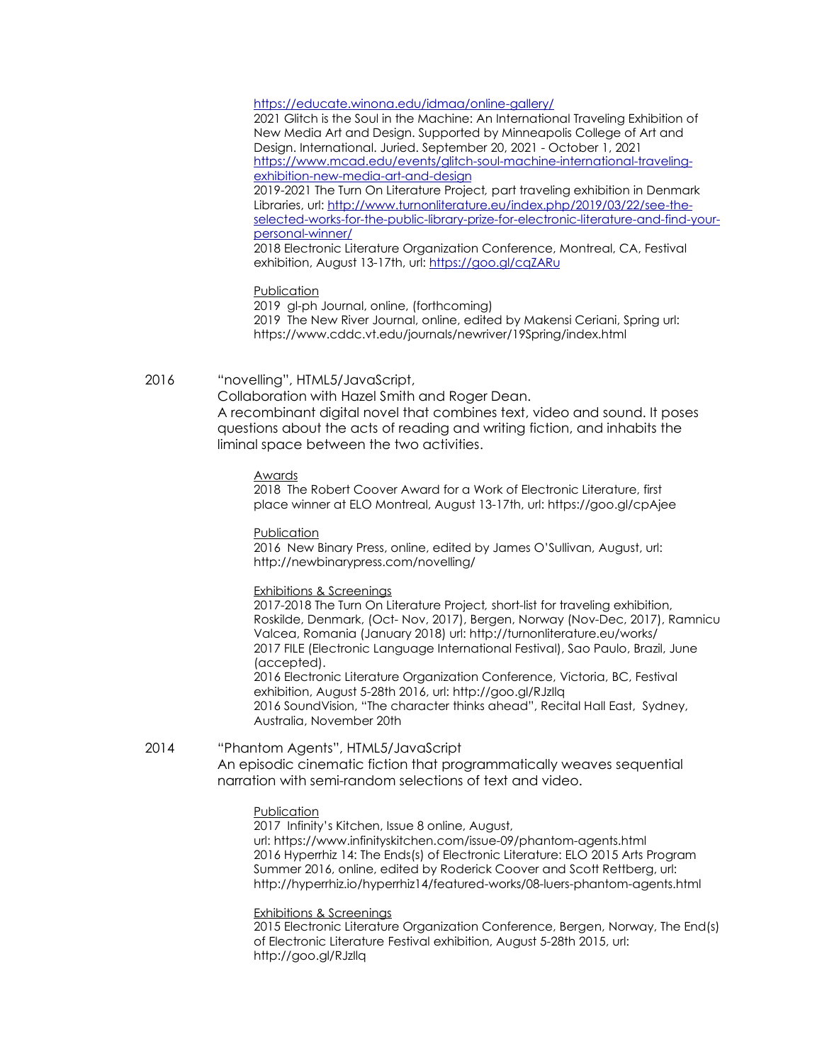https://educate.winona.edu/idmaa/online-gallery/
2021 Glitch is the Soul in the Machine: An International Traveling Exhibition of New Media Art and Design. Supported by Minneapolis College of Art and Design. International. Juried. September 20, 2021 - October 1, 2021
https://www.mcad.edu/events/glitch-soul-machine-international-traveling-exhibition-new-media-art-and-design
2019-2021 The Turn On Literature Project, part traveling exhibition in Denmark Libraries, url: http://www.turnonliterature.eu/index.php/2019/03/22/see-the-selected-works-for-the-public-library-prize-for-electronic-literature-and-find-your-personal-winner/
2018 Electronic Literature Organization Conference, Montreal, CA, Festival exhibition, August 13-17th, url: https://goo.gl/cqZARu

Publication
2019 gl-ph Journal, online, (forthcoming)
2019 The New River Journal, online, edited by Makensi Ceriani, Spring url: https://www.cddc.vt.edu/journals/newriver/19Spring/index.html

2016 "novelling", HTML5/JavaScript,
Collaboration with Hazel Smith and Roger Dean.
A recombinant digital novel that combines text, video and sound. It poses questions about the acts of reading and writing fiction, and inhabits the liminal space between the two activities.

Awards
2018 The Robert Coover Award for a Work of Electronic Literature, first place winner at ELO Montreal, August 13-17th, url: https://goo.gl/cpAjee

Publication
2016 New Binary Press, online, edited by James O'Sullivan, August, url: http://newbinarypress.com/novelling/

Exhibitions & Screenings
2017-2018 The Turn On Literature Project, short-list for traveling exhibition, Roskilde, Denmark, (Oct- Nov, 2017), Bergen, Norway (Nov-Dec, 2017), Ramnicu Valcea, Romania (January 2018) url: http://turnonliterature.eu/works/
2017 FILE (Electronic Language International Festival), Sao Paulo, Brazil, June (accepted).
2016 Electronic Literature Organization Conference, Victoria, BC, Festival exhibition, August 5-28th 2016, url: http://goo.gl/RJzllq
2016 SoundVision, "The character thinks ahead", Recital Hall East, Sydney, Australia, November 20th

2014 "Phantom Agents", HTML5/JavaScript
An episodic cinematic fiction that programmatically weaves sequential narration with semi-random selections of text and video.

Publication
2017 Infinity's Kitchen, Issue 8 online, August,
url: https://www.infinityskitchen.com/issue-09/phantom-agents.html
2016 Hyperrhiz 14: The Ends(s) of Electronic Literature: ELO 2015 Arts Program Summer 2016, online, edited by Roderick Coover and Scott Rettberg, url: http://hyperrhiz.io/hyperrhiz14/featured-works/08-luers-phantom-agents.html

Exhibitions & Screenings
2015 Electronic Literature Organization Conference, Bergen, Norway, The End(s) of Electronic Literature Festival exhibition, August 5-28th 2015, url: http://goo.gl/RJzllq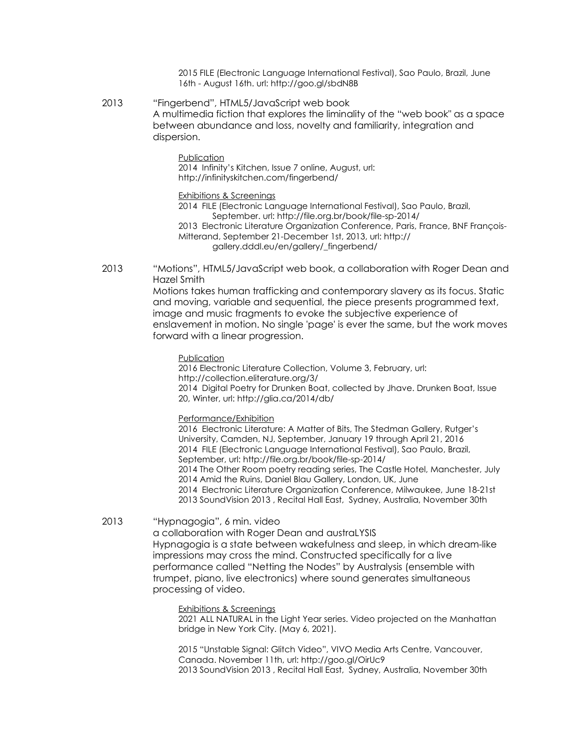2015 FILE (Electronic Language International Festival), Sao Paulo, Brazil, June 16th - August 16th. url: http://goo.gl/sbdN8B

2013 “Fingerbend”, HTML5/JavaScript web book
A multimedia fiction that explores the liminality of the “web book" as a space between abundance and loss, novelty and familiarity, integration and dispersion.

Publication
2014 Infinity’s Kitchen, Issue 7 online, August, url: http://infinityskitchen.com/fingerbend/

Exhibitions & Screenings
2014 FILE (Electronic Language International Festival), Sao Paulo, Brazil, September. url: http://file.org.br/book/file-sp-2014/
2013 Electronic Literature Organization Conference, Paris, France, BNF François-Mitterand, September 21-December 1st, 2013, url: http://gallery.dddl.eu/en/gallery/_fingerbend/

2013 “Motions”, HTML5/JavaScript web book, a collaboration with Roger Dean and Hazel Smith
Motions takes human trafficking and contemporary slavery as its focus. Static and moving, variable and sequential, the piece presents programmed text, image and music fragments to evoke the subjective experience of enslavement in motion. No single 'page' is ever the same, but the work moves forward with a linear progression.

Publication
2016 Electronic Literature Collection, Volume 3, February, url: http://collection.eliterature.org/3/
2014 Digital Poetry for Drunken Boat, collected by Jhave. Drunken Boat, Issue 20, Winter, url: http://glia.ca/2014/db/

Performance/Exhibition
2016 Electronic Literature: A Matter of Bits, The Stedman Gallery, Rutger’s University, Camden, NJ, September, January 19 through April 21, 2016
2014 FILE (Electronic Language International Festival), Sao Paulo, Brazil, September, url: http://file.org.br/book/file-sp-2014/
2014 The Other Room poetry reading series, The Castle Hotel, Manchester, July
2014 Amid the Ruins, Daniel Blau Gallery, London, UK, June
2014 Electronic Literature Organization Conference, Milwaukee, June 18-21st
2013 SoundVision 2013 , Recital Hall East, Sydney, Australia, November 30th

2013 “Hypnagogia”, 6 min. video
a collaboration with Roger Dean and austraLYSIS
Hypnagogia is a state between wakefulness and sleep, in which dream-like impressions may cross the mind. Constructed specifically for a live performance called “Netting the Nodes” by Australysis (ensemble with trumpet, piano, live electronics) where sound generates simultaneous processing of video.

Exhibitions & Screenings
2021 ALL NATURAL in the Light Year series. Video projected on the Manhattan bridge in New York City. (May 6, 2021).

2015 “Unstable Signal: Glitch Video”, VIVO Media Arts Centre, Vancouver, Canada. November 11th, url: http://goo.gl/OirUc9
2013 SoundVision 2013 , Recital Hall East, Sydney, Australia, November 30th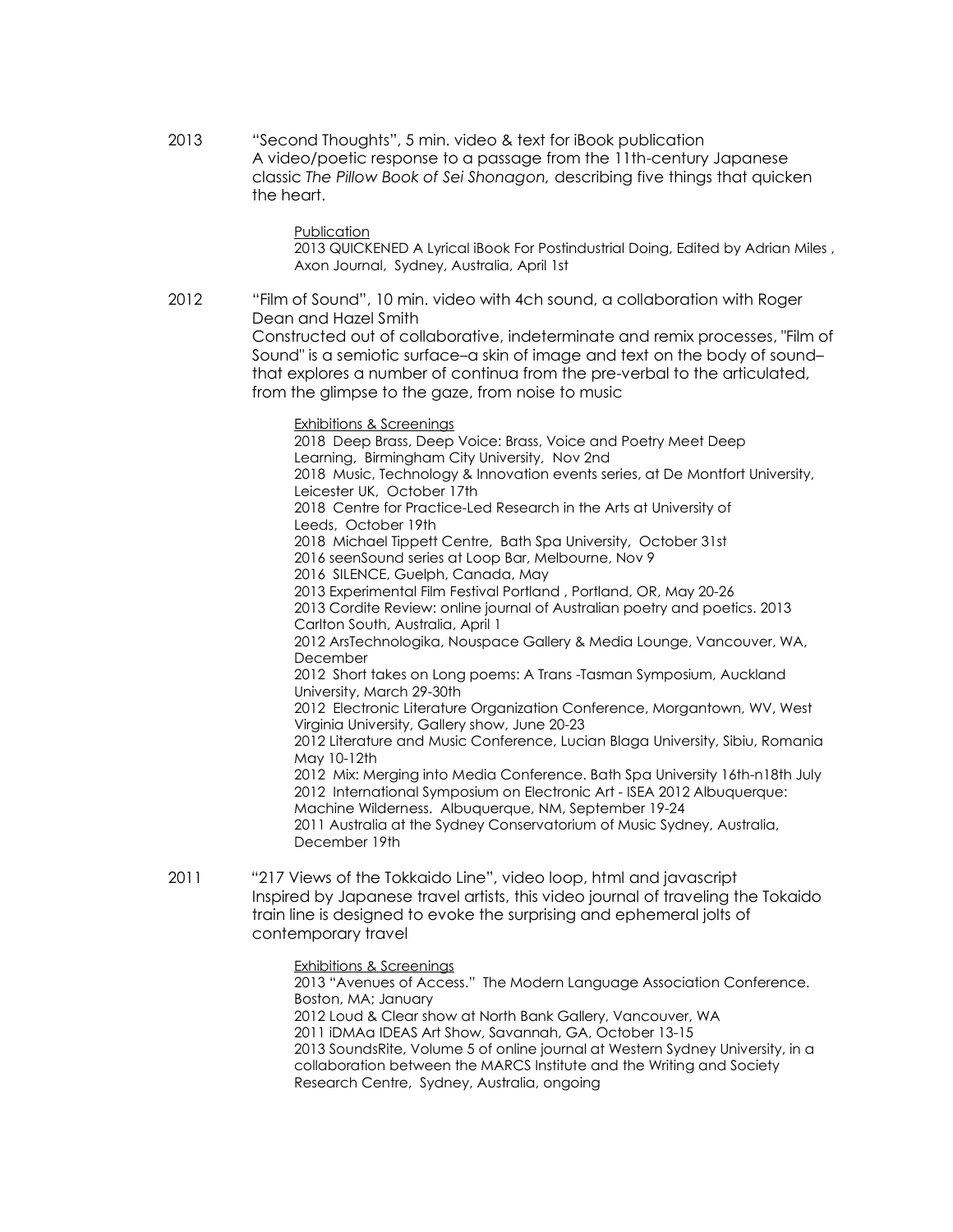2013 "Second Thoughts", 5 min. video & text for iBook publication
A video/poetic response to a passage from the 11th-century Japanese classic *The Pillow Book of Sei Shonagon,* describing five things that quicken the heart.

Publication

2013 QUICKENED A Lyrical iBook For Postindustrial Doing, Edited by Adrian Miles , Axon Journal, Sydney, Australia, April 1st

2012 "Film of Sound", 10 min. video with 4ch sound, a collaboration with Roger Dean and Hazel Smith
Constructed out of collaborative, indeterminate and remix processes, "Film of Sound" is a semiotic surface–a skin of image and text on the body of sound–that explores a number of continua from the pre-verbal to the articulated, from the glimpse to the gaze, from noise to music

Exhibitions & Screenings

2018 Deep Brass, Deep Voice: Brass, Voice and Poetry Meet Deep Learning, Birmingham City University, Nov 2nd
2018 Music, Technology & Innovation events series, at De Montfort University, Leicester UK, October 17th
2018 Centre for Practice-Led Research in the Arts at University of Leeds, October 19th
2018 Michael Tippett Centre, Bath Spa University, October 31st
2016 seenSound series at Loop Bar, Melbourne, Nov 9
2016 SILENCE, Guelph, Canada, May
2013 Experimental Film Festival Portland , Portland, OR, May 20-26
2013 Cordite Review: online journal of Australian poetry and poetics. 2013 Carlton South, Australia, April 1
2012 ArsTechnologika, Nouspace Gallery & Media Lounge, Vancouver, WA, December
2012 Short takes on Long poems: A Trans -Tasman Symposium, Auckland University, March 29-30th
2012 Electronic Literature Organization Conference, Morgantown, WV, West Virginia University, Gallery show, June 20-23
2012 Literature and Music Conference, Lucian Blaga University, Sibiu, Romania May 10-12th
2012 Mix: Merging into Media Conference. Bath Spa University 16th-n18th July
2012 International Symposium on Electronic Art - ISEA 2012 Albuquerque: Machine Wilderness. Albuquerque, NM, September 19-24
2011 Australia at the Sydney Conservatorium of Music Sydney, Australia, December 19th

2011 "217 Views of the Tokkaido Line", video loop, html and javascript
Inspired by Japanese travel artists, this video journal of traveling the Tokaido train line is designed to evoke the surprising and ephemeral jolts of contemporary travel

Exhibitions & Screenings

2013 "Avenues of Access." The Modern Language Association Conference. Boston, MA; January
2012 Loud & Clear show at North Bank Gallery, Vancouver, WA
2011 iDMAa IDEAS Art Show, Savannah, GA, October 13-15
2013 SoundsRite, Volume 5 of online journal at Western Sydney University, in a collaboration between the MARCS Institute and the Writing and Society Research Centre, Sydney, Australia, ongoing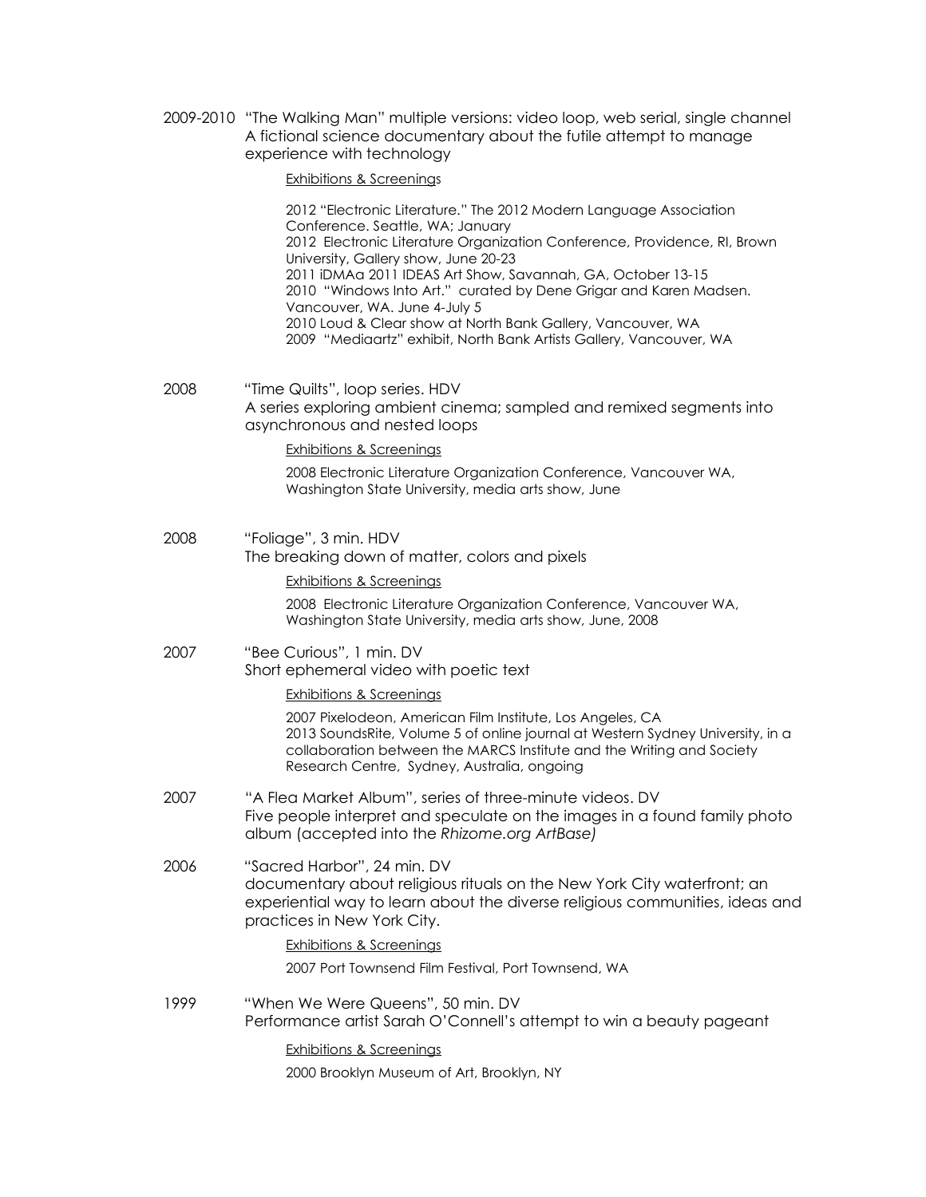2009-2010 "The Walking Man" multiple versions: video loop, web serial, single channel
A fictional science documentary about the futile attempt to manage experience with technology

Exhibitions & Screenings

2012 "Electronic Literature." The 2012 Modern Language Association Conference. Seattle, WA; January
2012 Electronic Literature Organization Conference, Providence, RI, Brown University, Gallery show, June 20-23
2011 iDMAa 2011 IDEAS Art Show, Savannah, GA, October 13-15
2010 "Windows Into Art." curated by Dene Grigar and Karen Madsen. Vancouver, WA. June 4-July 5
2010 Loud & Clear show at North Bank Gallery, Vancouver, WA
2009 "Mediaartz" exhibit, North Bank Artists Gallery, Vancouver, WA

2008 "Time Quilts", loop series. HDV
A series exploring ambient cinema; sampled and remixed segments into asynchronous and nested loops

Exhibitions & Screenings

2008 Electronic Literature Organization Conference, Vancouver WA, Washington State University, media arts show, June

2008 "Foliage", 3 min. HDV
The breaking down of matter, colors and pixels

Exhibitions & Screenings

2008 Electronic Literature Organization Conference, Vancouver WA, Washington State University, media arts show, June, 2008

2007 "Bee Curious", 1 min. DV
Short ephemeral video with poetic text

Exhibitions & Screenings

2007 Pixelodeon, American Film Institute, Los Angeles, CA
2013 SoundsRite, Volume 5 of online journal at Western Sydney University, in a collaboration between the MARCS Institute and the Writing and Society Research Centre, Sydney, Australia, ongoing

2007 "A Flea Market Album", series of three-minute videos. DV
Five people interpret and speculate on the images in a found family photo album (accepted into the *Rhizome.org ArtBase)*

2006 "Sacred Harbor", 24 min. DV
documentary about religious rituals on the New York City waterfront; an experiential way to learn about the diverse religious communities, ideas and practices in New York City.

Exhibitions & Screenings

2007 Port Townsend Film Festival, Port Townsend, WA

1999 "When We Were Queens", 50 min. DV
Performance artist Sarah O'Connell's attempt to win a beauty pageant

Exhibitions & Screenings

2000 Brooklyn Museum of Art, Brooklyn, NY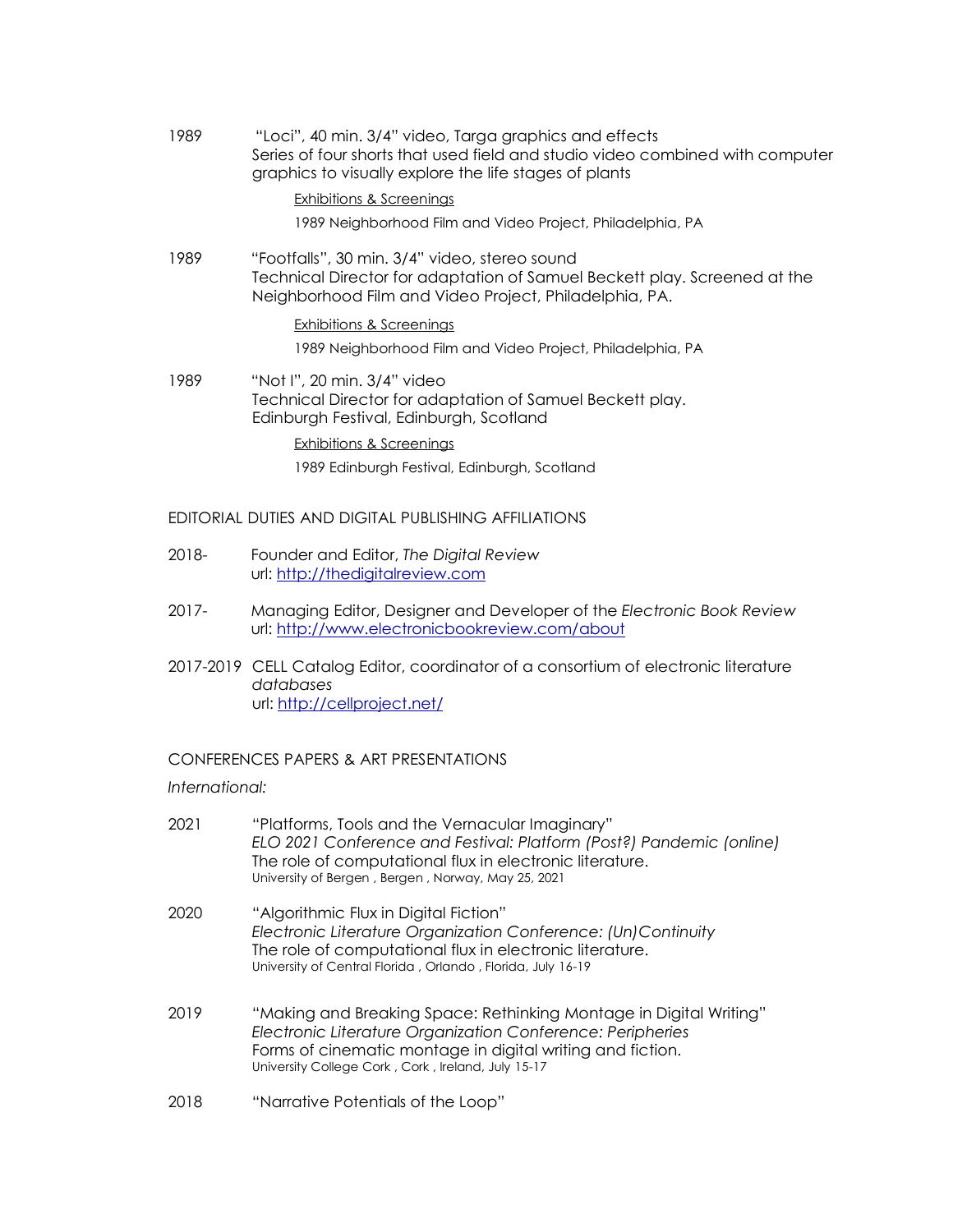1989 "Loci", 40 min. 3/4" video, Targa graphics and effects
Series of four shorts that used field and studio video combined with computer graphics to visually explore the life stages of plants

Exhibitions & Screenings

1989 Neighborhood Film and Video Project, Philadelphia, PA

1989 "Footfalls", 30 min. 3/4" video, stereo sound
Technical Director for adaptation of Samuel Beckett play. Screened at the Neighborhood Film and Video Project, Philadelphia, PA.

Exhibitions & Screenings

1989 Neighborhood Film and Video Project, Philadelphia, PA

1989 "Not I", 20 min. 3/4" video
Technical Director for adaptation of Samuel Beckett play.
Edinburgh Festival, Edinburgh, Scotland

Exhibitions & Screenings

1989 Edinburgh Festival, Edinburgh, Scotland

## EDITORIAL DUTIES AND DIGITAL PUBLISHING AFFILIATIONS

2018- Founder and Editor, *The Digital Review*
url: http://thedigitalreview.com

2017- Managing Editor, Designer and Developer of the *Electronic Book Review*
url: http://www.electronicbookreview.com/about

2017-2019 CELL Catalog Editor, coordinator of a consortium of electronic literature *databases*
url: http://cellproject.net/

## CONFERENCES PAPERS & ART PRESENTATIONS

*International:*

2021 "Platforms, Tools and the Vernacular Imaginary"
*ELO 2021 Conference and Festival: Platform (Post?) Pandemic (online)*
The role of computational flux in electronic literature.
University of Bergen , Bergen , Norway, May 25, 2021

2020 "Algorithmic Flux in Digital Fiction"
*Electronic Literature Organization Conference: (Un)Continuity*
The role of computational flux in electronic literature.
University of Central Florida , Orlando , Florida, July 16-19

2019 "Making and Breaking Space: Rethinking Montage in Digital Writing"
*Electronic Literature Organization Conference: Peripheries*
Forms of cinematic montage in digital writing and fiction.
University College Cork , Cork , Ireland, July 15-17

2018 "Narrative Potentials of the Loop"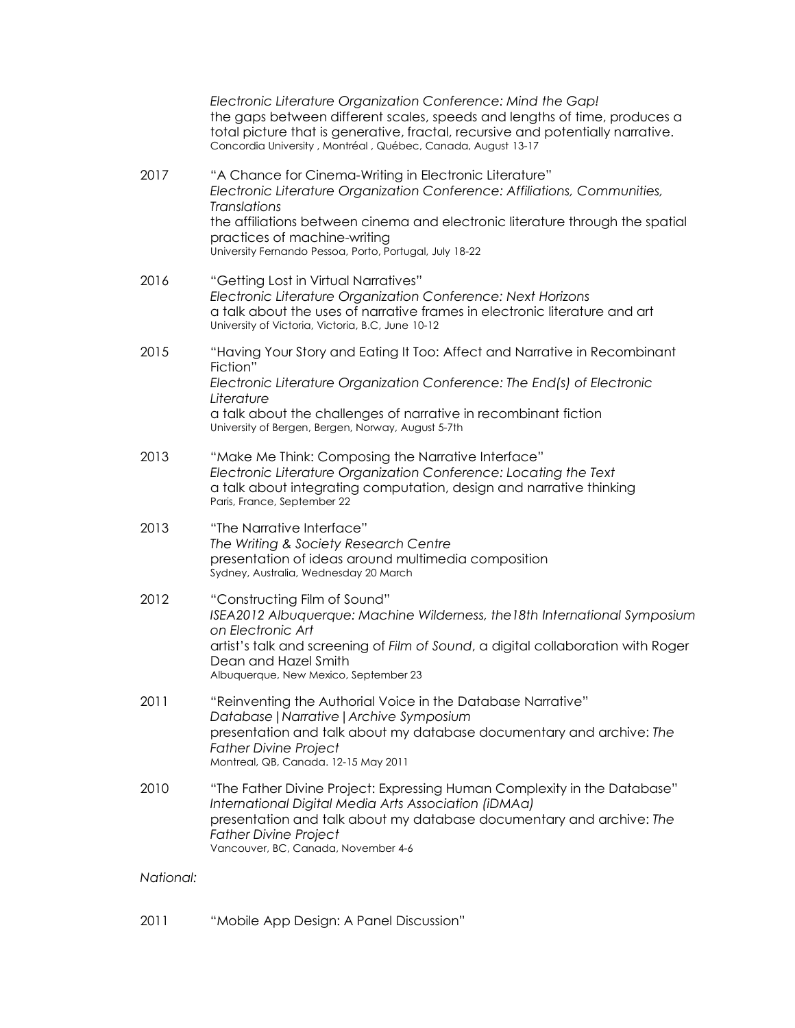*Electronic Literature Organization Conference: Mind the Gap!*
the gaps between different scales, speeds and lengths of time, produces a total picture that is generative, fractal, recursive and potentially narrative.
Concordia University , Montréal , Québec, Canada, August 13-17

2017 "A Chance for Cinema-Writing in Electronic Literature"
*Electronic Literature Organization Conference: Affiliations, Communities, Translations*
the affiliations between cinema and electronic literature through the spatial practices of machine-writing
University Fernando Pessoa, Porto, Portugal, July 18-22

2016 "Getting Lost in Virtual Narratives"
*Electronic Literature Organization Conference: Next Horizons*
a talk about the uses of narrative frames in electronic literature and art
University of Victoria, Victoria, B.C, June 10-12

2015 "Having Your Story and Eating It Too: Affect and Narrative in Recombinant Fiction"
*Electronic Literature Organization Conference: The End(s) of Electronic Literature*
a talk about the challenges of narrative in recombinant fiction
University of Bergen, Bergen, Norway, August 5-7th

2013 "Make Me Think: Composing the Narrative Interface"
*Electronic Literature Organization Conference: Locating the Text*
a talk about integrating computation, design and narrative thinking
Paris, France, September 22

2013 "The Narrative Interface"
*The Writing & Society Research Centre*
presentation of ideas around multimedia composition
Sydney, Australia, Wednesday 20 March

2012 "Constructing Film of Sound"
*ISEA2012 Albuquerque: Machine Wilderness, the18th International Symposium on Electronic Art*
artist's talk and screening of *Film of Sound*, a digital collaboration with Roger Dean and Hazel Smith
Albuquerque, New Mexico, September 23

2011 "Reinventing the Authorial Voice in the Database Narrative"
*Database | Narrative | Archive Symposium*
presentation and talk about my database documentary and archive: *The Father Divine Project*
Montreal, QB, Canada. 12-15 May 2011

2010 "The Father Divine Project: Expressing Human Complexity in the Database"
*International Digital Media Arts Association (iDMAa)*
presentation and talk about my database documentary and archive: *The Father Divine Project*
Vancouver, BC, Canada, November 4-6

*National:*

2011 "Mobile App Design: A Panel Discussion"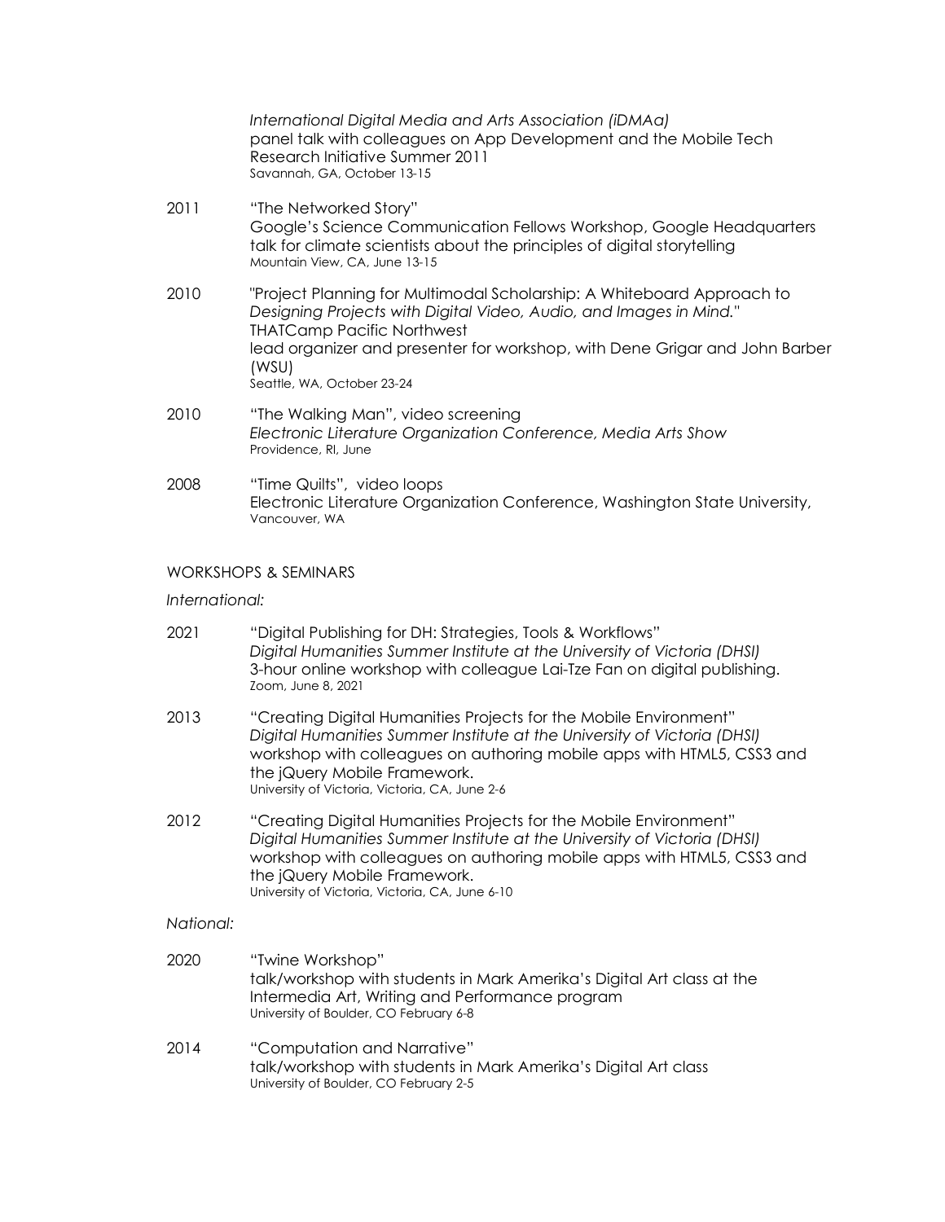*International Digital Media and Arts Association (iDMAa)*
panel talk with colleagues on App Development and the Mobile Tech Research Initiative Summer 2011
Savannah, GA, October 13-15

2011 "The Networked Story"
Google's Science Communication Fellows Workshop, Google Headquarters
talk for climate scientists about the principles of digital storytelling
Mountain View, CA, June 13-15

2010 "Project Planning for Multimodal Scholarship: A Whiteboard Approach to *Designing Projects with Digital Video, Audio, and Images in Mind.*"
THATCamp Pacific Northwest
lead organizer and presenter for workshop, with Dene Grigar and John Barber (WSU)
Seattle, WA, October 23-24

2010 "The Walking Man", video screening
*Electronic Literature Organization Conference, Media Arts Show*
Providence, RI, June

2008 "Time Quilts", video loops
Electronic Literature Organization Conference, Washington State University, Vancouver, WA

## WORKSHOPS & SEMINARS

*International:*

2021 "Digital Publishing for DH: Strategies, Tools & Workflows"
*Digital Humanities Summer Institute at the University of Victoria (DHSI)*
3-hour online workshop with colleague Lai-Tze Fan on digital publishing.
Zoom, June 8, 2021

2013 "Creating Digital Humanities Projects for the Mobile Environment"
*Digital Humanities Summer Institute at the University of Victoria (DHSI)*
workshop with colleagues on authoring mobile apps with HTML5, CSS3 and the jQuery Mobile Framework.
University of Victoria, Victoria, CA, June 2-6

2012 "Creating Digital Humanities Projects for the Mobile Environment"
*Digital Humanities Summer Institute at the University of Victoria (DHSI)*
workshop with colleagues on authoring mobile apps with HTML5, CSS3 and the jQuery Mobile Framework.
University of Victoria, Victoria, CA, June 6-10

*National:*

2020 "Twine Workshop"
talk/workshop with students in Mark Amerika's Digital Art class at the Intermedia Art, Writing and Performance program
University of Boulder, CO February 6-8

2014 "Computation and Narrative"
talk/workshop with students in Mark Amerika's Digital Art class
University of Boulder, CO February 2-5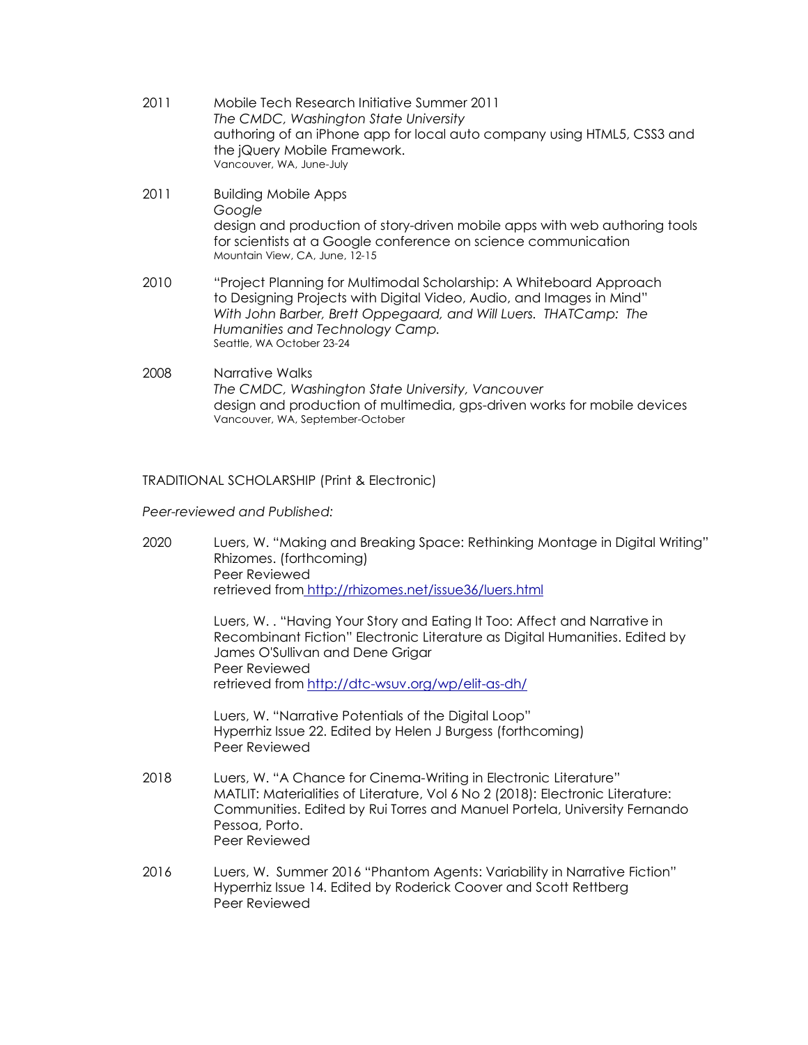2011 Mobile Tech Research Initiative Summer 2011
*The CMDC, Washington State University*
authoring of an iPhone app for local auto company using HTML5, CSS3 and the jQuery Mobile Framework.
Vancouver, WA, June-July

2011 Building Mobile Apps
*Google*
design and production of story-driven mobile apps with web authoring tools for scientists at a Google conference on science communication
Mountain View, CA, June, 12-15

2010 "Project Planning for Multimodal Scholarship: A Whiteboard Approach to Designing Projects with Digital Video, Audio, and Images in Mind"
*With John Barber, Brett Oppegaard, and Will Luers. THATCamp: The Humanities and Technology Camp.*
Seattle, WA October 23-24

2008 Narrative Walks
*The CMDC, Washington State University, Vancouver*
design and production of multimedia, gps-driven works for mobile devices
Vancouver, WA, September-October

TRADITIONAL SCHOLARSHIP (Print & Electronic)

*Peer-reviewed and Published:*

2020 Luers, W. "Making and Breaking Space: Rethinking Montage in Digital Writing" Rhizomes. (forthcoming)
Peer Reviewed
retrieved from http://rhizomes.net/issue36/luers.html

Luers, W. . "Having Your Story and Eating It Too: Affect and Narrative in Recombinant Fiction" Electronic Literature as Digital Humanities. Edited by James O'Sullivan and Dene Grigar
Peer Reviewed
retrieved from http://dtc-wsuv.org/wp/elit-as-dh/

Luers, W. "Narrative Potentials of the Digital Loop"
Hyperrhiz Issue 22. Edited by Helen J Burgess (forthcoming)
Peer Reviewed

2018 Luers, W. "A Chance for Cinema-Writing in Electronic Literature"
MATLIT: Materialities of Literature, Vol 6 No 2 (2018): Electronic Literature: Communities. Edited by Rui Torres and Manuel Portela, University Fernando Pessoa, Porto.
Peer Reviewed

2016 Luers, W. Summer 2016 "Phantom Agents: Variability in Narrative Fiction"
Hyperrhiz Issue 14. Edited by Roderick Coover and Scott Rettberg
Peer Reviewed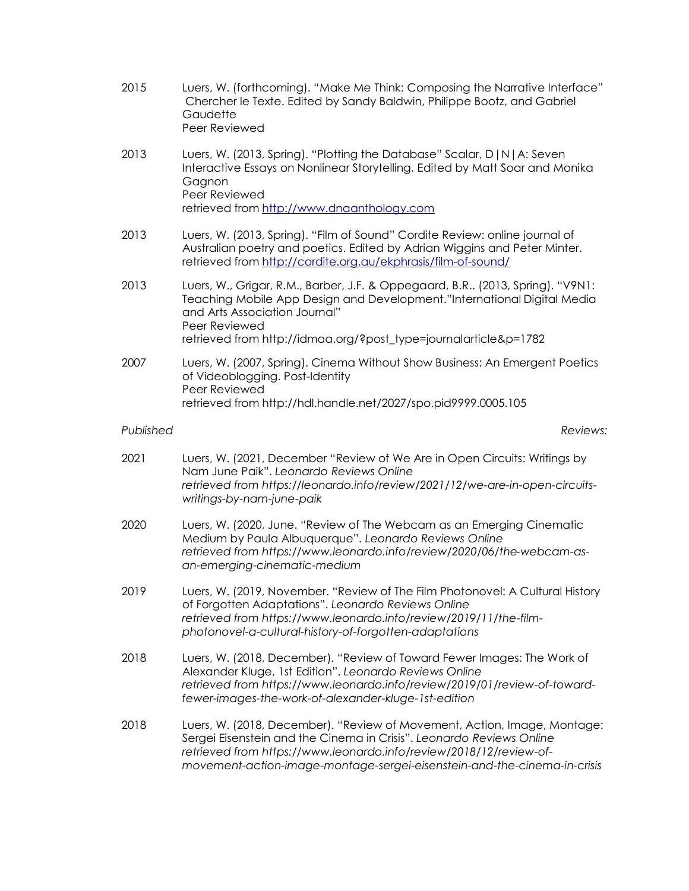2015 Luers, W. (forthcoming). "Make Me Think: Composing the Narrative Interface" Chercher le Texte. Edited by Sandy Baldwin, Philippe Bootz, and Gabriel Gaudette
Peer Reviewed

2013 Luers, W. (2013, Spring). "Plotting the Database" Scalar, D|N|A: Seven Interactive Essays on Nonlinear Storytelling. Edited by Matt Soar and Monika Gagnon
Peer Reviewed
retrieved from http://www.dnaanthology.com

2013 Luers, W. (2013, Spring). "Film of Sound" Cordite Review: online journal of Australian poetry and poetics. Edited by Adrian Wiggins and Peter Minter.
retrieved from http://cordite.org.au/ekphrasis/film-of-sound/

2013 Luers, W., Grigar, R.M., Barber, J.F. & Oppegaard, B.R.. (2013, Spring). "V9N1: Teaching Mobile App Design and Development."International Digital Media and Arts Association Journal"
Peer Reviewed
retrieved from http://idmaa.org/?post_type=journalarticle&p=1782

2007 Luers, W. (2007, Spring). Cinema Without Show Business: An Emergent Poetics of Videoblogging. Post-Identity
Peer Reviewed
retrieved from http://hdl.handle.net/2027/spo.pid9999.0005.105

*Published Reviews:*

2021 Luers, W. (2021, December "Review of We Are in Open Circuits: Writings by Nam June Paik". *Leonardo Reviews Online*
*retrieved from https://leonardo.info/review/2021/12/we-are-in-open-circuits-writings-by-nam-june-paik*

2020 Luers, W. (2020, June. "Review of The Webcam as an Emerging Cinematic Medium by Paula Albuquerque". *Leonardo Reviews Online*
*retrieved from https://www.leonardo.info/review/2020/06/the-webcam-as-an-emerging-cinematic-medium*

2019 Luers, W. (2019, November. "Review of The Film Photonovel: A Cultural History of Forgotten Adaptations". *Leonardo Reviews Online*
*retrieved from https://www.leonardo.info/review/2019/11/the-film-photonovel-a-cultural-history-of-forgotten-adaptations*

2018 Luers, W. (2018, December). "Review of Toward Fewer Images: The Work of Alexander Kluge, 1st Edition". *Leonardo Reviews Online*
*retrieved from https://www.leonardo.info/review/2019/01/review-of-toward-fewer-images-the-work-of-alexander-kluge-1st-edition*

2018 Luers, W. (2018, December). "Review of Movement, Action, Image, Montage: Sergei Eisenstein and the Cinema in Crisis". *Leonardo Reviews Online*
*retrieved from https://www.leonardo.info/review/2018/12/review-of-movement-action-image-montage-sergei-eisenstein-and-the-cinema-in-crisis*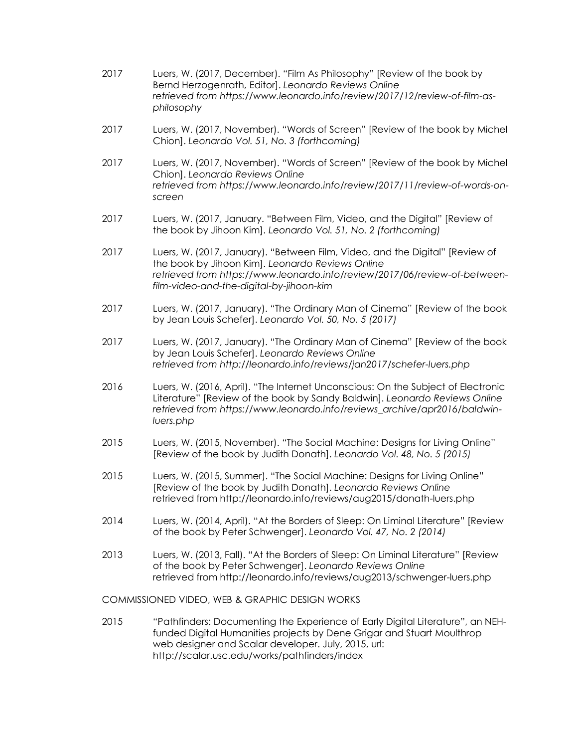2017 Luers, W. (2017, December). "Film As Philosophy" [Review of the book by Bernd Herzogenrath, Editor]. *Leonardo Reviews Online retrieved from https://www.leonardo.info/review/2017/12/review-of-film-as-philosophy*

2017 Luers, W. (2017, November). "Words of Screen" [Review of the book by Michel Chion]. *Leonardo Vol. 51, No. 3 (forthcoming)*

2017 Luers, W. (2017, November). "Words of Screen" [Review of the book by Michel Chion]. *Leonardo Reviews Online retrieved from https://www.leonardo.info/review/2017/11/review-of-words-on-screen*

2017 Luers, W. (2017, January. "Between Film, Video, and the Digital" [Review of the book by Jihoon Kim]. *Leonardo Vol. 51, No. 2 (forthcoming)*

2017 Luers, W. (2017, January). "Between Film, Video, and the Digital" [Review of the book by Jihoon Kim]. *Leonardo Reviews Online retrieved from https://www.leonardo.info/review/2017/06/review-of-between-film-video-and-the-digital-by-jihoon-kim*

2017 Luers, W. (2017, January). "The Ordinary Man of Cinema" [Review of the book by Jean Louis Schefer]. *Leonardo Vol. 50, No. 5 (2017)*

2017 Luers, W. (2017, January). "The Ordinary Man of Cinema" [Review of the book by Jean Louis Schefer]. *Leonardo Reviews Online retrieved from http://leonardo.info/reviews/jan2017/schefer-luers.php*

2016 Luers, W. (2016, April). "The Internet Unconscious: On the Subject of Electronic Literature" [Review of the book by Sandy Baldwin]. *Leonardo Reviews Online retrieved from https://www.leonardo.info/reviews_archive/apr2016/baldwin-luers.php*

2015 Luers, W. (2015, November). "The Social Machine: Designs for Living Online" [Review of the book by Judith Donath]. *Leonardo Vol. 48, No. 5 (2015)*

2015 Luers, W. (2015, Summer). "The Social Machine: Designs for Living Online" [Review of the book by Judith Donath]. *Leonardo Reviews Online* retrieved from http://leonardo.info/reviews/aug2015/donath-luers.php

2014 Luers, W. (2014, April). "At the Borders of Sleep: On Liminal Literature" [Review of the book by Peter Schwenger]. *Leonardo Vol. 47, No. 2 (2014)*

2013 Luers, W. (2013, Fall). "At the Borders of Sleep: On Liminal Literature" [Review of the book by Peter Schwenger]. *Leonardo Reviews Online* retrieved from http://leonardo.info/reviews/aug2013/schwenger-luers.php

COMMISSIONED VIDEO, WEB & GRAPHIC DESIGN WORKS

2015 "Pathfinders: Documenting the Experience of Early Digital Literature", an NEH-funded Digital Humanities projects by Dene Grigar and Stuart Moulthrop web designer and Scalar developer. July, 2015, url: http://scalar.usc.edu/works/pathfinders/index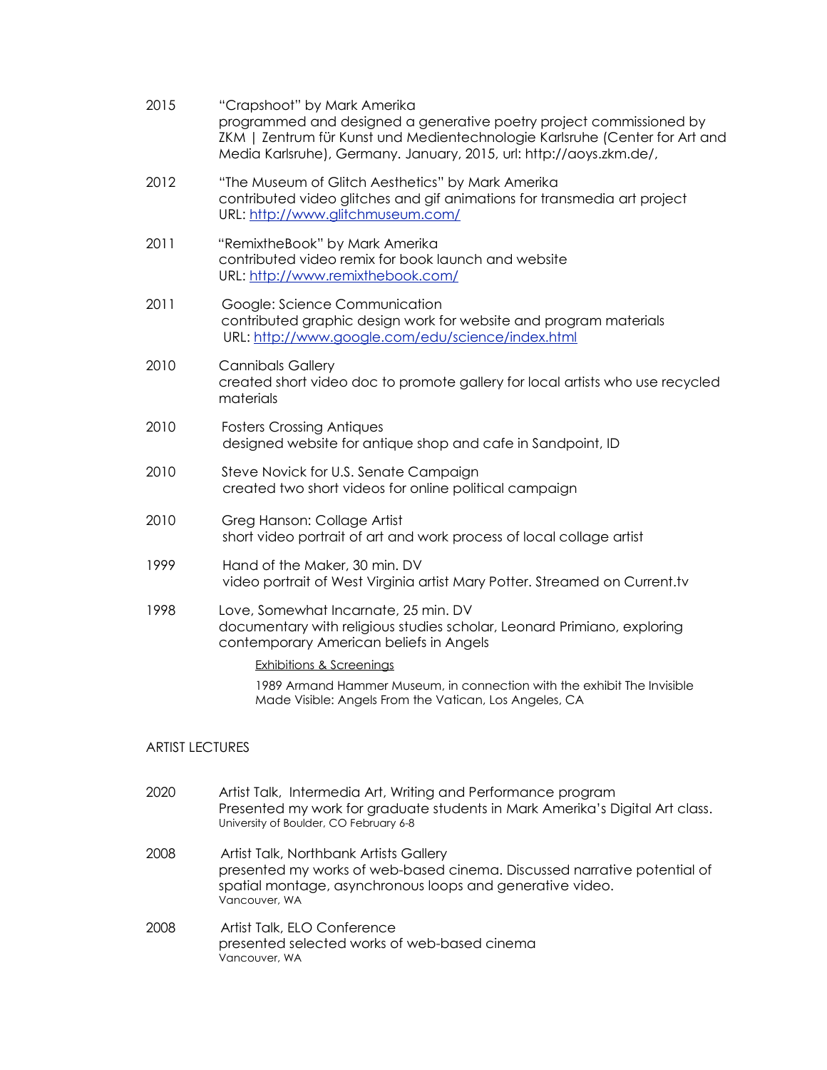2015 "Crapshoot" by Mark Amerika
programmed and designed a generative poetry project commissioned by ZKM | Zentrum für Kunst und Medientechnologie Karlsruhe (Center for Art and Media Karlsruhe), Germany. January, 2015, url: http://aoys.zkm.de/,

2012 "The Museum of Glitch Aesthetics" by Mark Amerika
contributed video glitches and gif animations for transmedia art project
URL: http://www.glitchmuseum.com/

2011 "RemixtheBook" by Mark Amerika
contributed video remix for book launch and website
URL: http://www.remixthebook.com/

2011 Google: Science Communication
contributed graphic design work for website and program materials
URL: http://www.google.com/edu/science/index.html

2010 Cannibals Gallery
created short video doc to promote gallery for local artists who use recycled materials

2010 Fosters Crossing Antiques
designed website for antique shop and cafe in Sandpoint, ID

2010 Steve Novick for U.S. Senate Campaign
created two short videos for online political campaign

2010 Greg Hanson: Collage Artist
short video portrait of art and work process of local collage artist

1999 Hand of the Maker, 30 min. DV
video portrait of West Virginia artist Mary Potter. Streamed on Current.tv

1998 Love, Somewhat Incarnate, 25 min. DV
documentary with religious studies scholar, Leonard Primiano, exploring contemporary American beliefs in Angels

Exhibitions & Screenings

1989 Armand Hammer Museum, in connection with the exhibit The Invisible Made Visible: Angels From the Vatican, Los Angeles, CA

## ARTIST LECTURES

2020 Artist Talk, Intermedia Art, Writing and Performance program
Presented my work for graduate students in Mark Amerika's Digital Art class.
University of Boulder, CO February 6-8

2008 Artist Talk, Northbank Artists Gallery
presented my works of web-based cinema. Discussed narrative potential of spatial montage, asynchronous loops and generative video.
Vancouver, WA

2008 Artist Talk, ELO Conference
presented selected works of web-based cinema
Vancouver, WA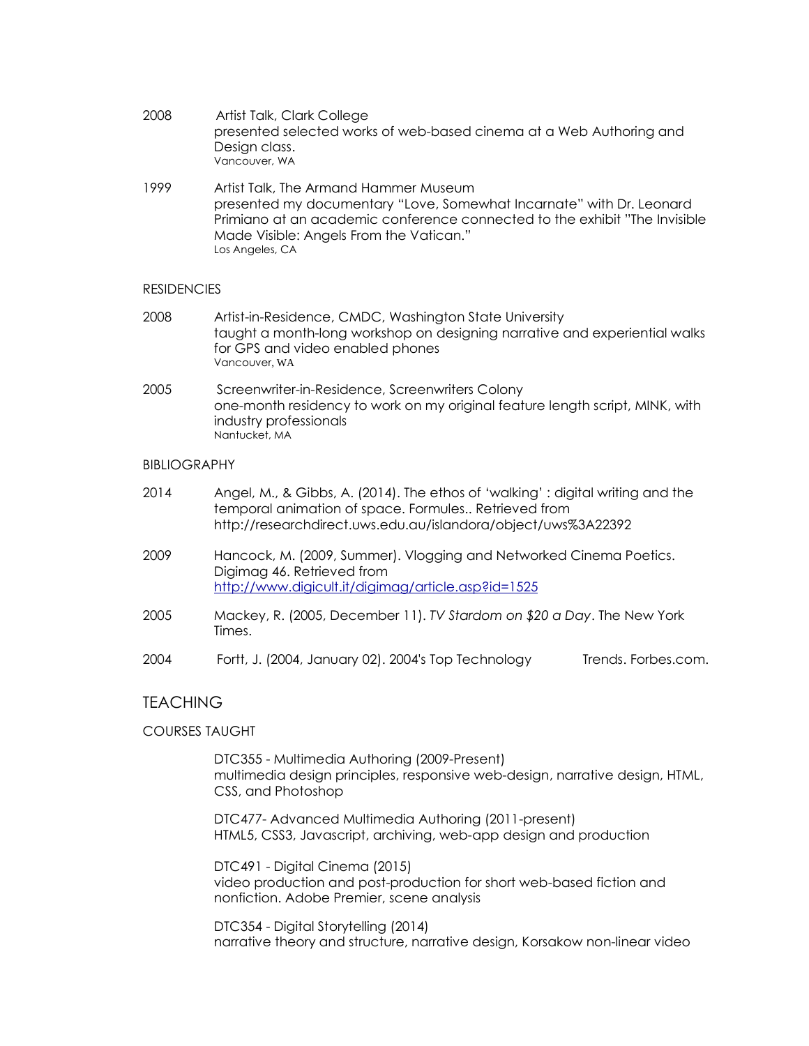2008 Artist Talk, Clark College
presented selected works of web-based cinema at a Web Authoring and Design class.
Vancouver, WA

1999 Artist Talk, The Armand Hammer Museum
presented my documentary "Love, Somewhat Incarnate" with Dr. Leonard Primiano at an academic conference connected to the exhibit "The Invisible Made Visible: Angels From the Vatican."
Los Angeles, CA

RESIDENCIES

2008 Artist-in-Residence, CMDC, Washington State University
taught a month-long workshop on designing narrative and experiential walks for GPS and video enabled phones
Vancouver, WA

2005 Screenwriter-in-Residence, Screenwriters Colony
one-month residency to work on my original feature length script, MINK, with industry professionals
Nantucket, MA

BIBLIOGRAPHY

2014 Angel, M., & Gibbs, A. (2014). The ethos of 'walking' : digital writing and the temporal animation of space. Formules.. Retrieved from http://researchdirect.uws.edu.au/islandora/object/uws%3A22392

2009 Hancock, M. (2009, Summer). Vlogging and Networked Cinema Poetics. Digimag 46. Retrieved from http://www.digicult.it/digimag/article.asp?id=1525

2005 Mackey, R. (2005, December 11). *TV Stardom on $20 a Day*. The New York Times.

2004 Fortt, J. (2004, January 02). 2004's Top Technology Trends. Forbes.com.

## TEACHING

COURSES TAUGHT

DTC355 - Multimedia Authoring (2009-Present)
multimedia design principles, responsive web-design, narrative design, HTML, CSS, and Photoshop

DTC477- Advanced Multimedia Authoring (2011-present)
HTML5, CSS3, Javascript, archiving, web-app design and production

DTC491 - Digital Cinema (2015)
video production and post-production for short web-based fiction and nonfiction. Adobe Premier, scene analysis

DTC354 - Digital Storytelling (2014)
narrative theory and structure, narrative design, Korsakow non-linear video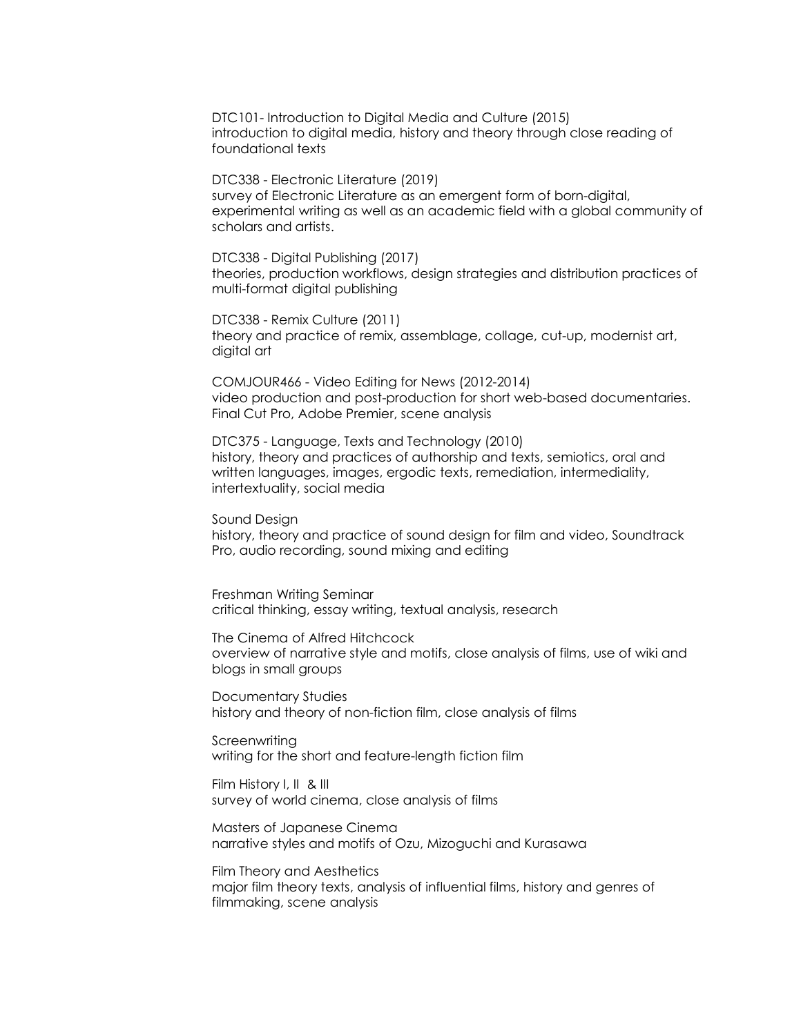DTC101- Introduction to Digital Media and Culture (2015)
introduction to digital media, history and theory through close reading of foundational texts

DTC338 - Electronic Literature (2019)
survey of Electronic Literature as an emergent form of born-digital, experimental writing as well as an academic field with a global community of scholars and artists.

DTC338 - Digital Publishing (2017)
theories, production workflows, design strategies and distribution practices of multi-format digital publishing

DTC338 - Remix Culture (2011)
theory and practice of remix, assemblage, collage, cut-up, modernist art, digital art

COMJOUR466 - Video Editing for News (2012-2014)
video production and post-production for short web-based documentaries. Final Cut Pro, Adobe Premier, scene analysis

DTC375 - Language, Texts and Technology (2010)
history, theory and practices of authorship and texts, semiotics, oral and written languages, images, ergodic texts, remediation, intermediality, intertextuality, social media

Sound Design
history, theory and practice of sound design for film and video, Soundtrack Pro, audio recording, sound mixing and editing

Freshman Writing Seminar
critical thinking, essay writing, textual analysis, research

The Cinema of Alfred Hitchcock
overview of narrative style and motifs, close analysis of films, use of wiki and blogs in small groups

Documentary Studies
history and theory of non-fiction film, close analysis of films

Screenwriting
writing for the short and feature-length fiction film

Film History I, II & III
survey of world cinema, close analysis of films

Masters of Japanese Cinema
narrative styles and motifs of Ozu, Mizoguchi and Kurasawa

Film Theory and Aesthetics
major film theory texts, analysis of influential films, history and genres of filmmaking, scene analysis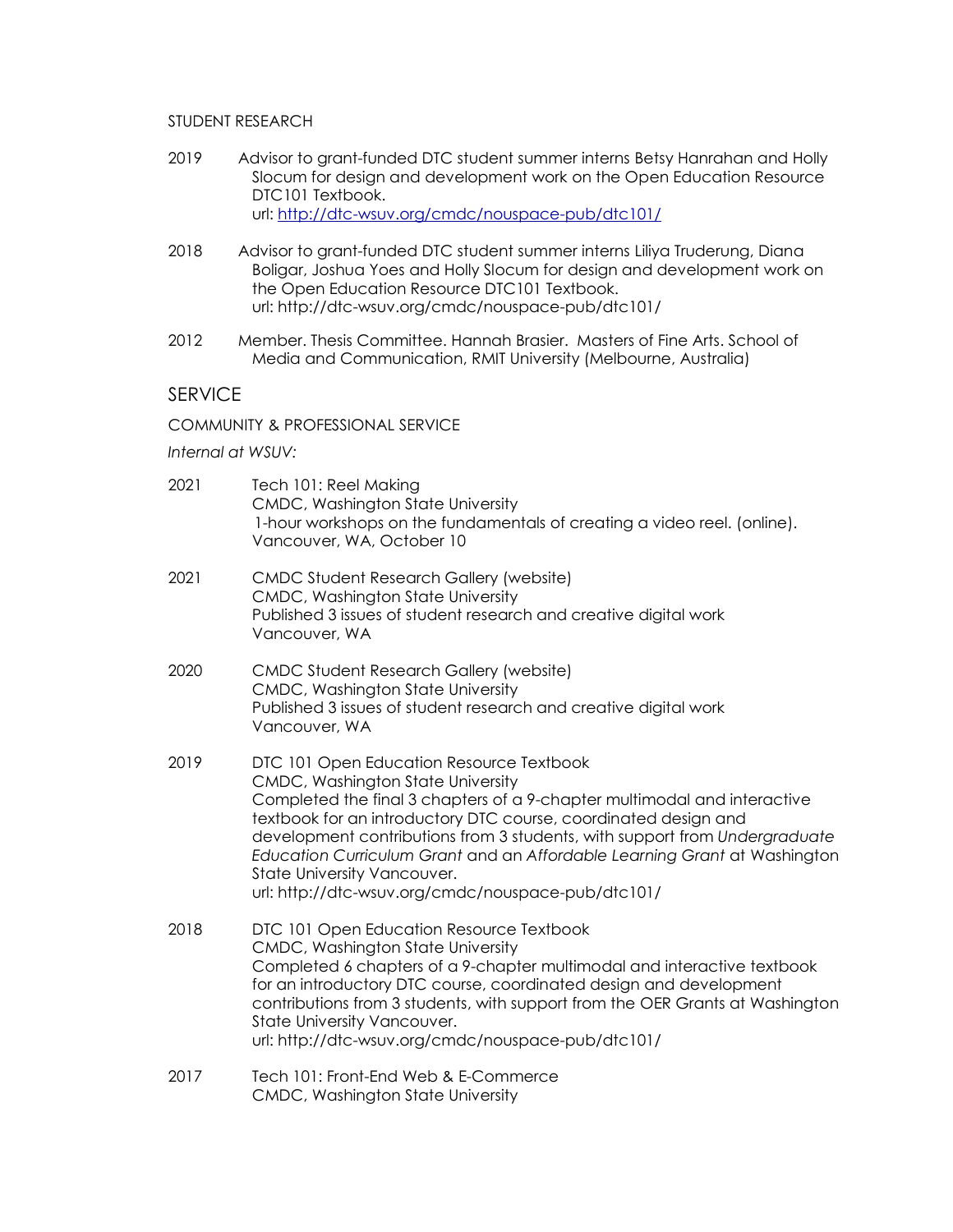STUDENT RESEARCH

2019 Advisor to grant-funded DTC student summer interns Betsy Hanrahan and Holly Slocum for design and development work on the Open Education Resource DTC101 Textbook.
url: [http://dtc-wsuv.org/cmdc/nouspace-pub/dtc101/](http://dtc-wsuv.org/cmdc/nouspace-pub/dtc101/)

2018 Advisor to grant-funded DTC student summer interns Liliya Truderung, Diana Boligar, Joshua Yoes and Holly Slocum for design and development work on the Open Education Resource DTC101 Textbook.
url: http://dtc-wsuv.org/cmdc/nouspace-pub/dtc101/

2012 Member. Thesis Committee. Hannah Brasier. Masters of Fine Arts. School of Media and Communication, RMIT University (Melbourne, Australia)

## SERVICE

COMMUNITY & PROFESSIONAL SERVICE

*Internal at WSUV:*

2021 Tech 101: Reel Making
CMDC, Washington State University
1-hour workshops on the fundamentals of creating a video reel. (online).
Vancouver, WA, October 10

2021 CMDC Student Research Gallery (website)
CMDC, Washington State University
Published 3 issues of student research and creative digital work
Vancouver, WA

2020 CMDC Student Research Gallery (website)
CMDC, Washington State University
Published 3 issues of student research and creative digital work
Vancouver, WA

2019 DTC 101 Open Education Resource Textbook
CMDC, Washington State University
Completed the final 3 chapters of a 9-chapter multimodal and interactive textbook for an introductory DTC course, coordinated design and development contributions from 3 students, with support from *Undergraduate Education Curriculum Grant* and an *Affordable Learning Grant* at Washington State University Vancouver.
url: http://dtc-wsuv.org/cmdc/nouspace-pub/dtc101/

2018 DTC 101 Open Education Resource Textbook
CMDC, Washington State University
Completed 6 chapters of a 9-chapter multimodal and interactive textbook for an introductory DTC course, coordinated design and development contributions from 3 students, with support from the OER Grants at Washington State University Vancouver.
url: http://dtc-wsuv.org/cmdc/nouspace-pub/dtc101/

2017 Tech 101: Front-End Web & E-Commerce
CMDC, Washington State University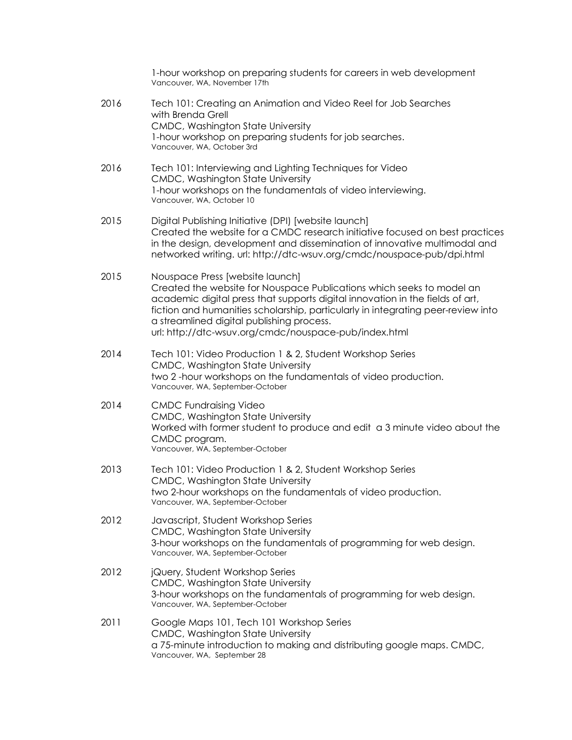1-hour workshop on preparing students for careers in web development
Vancouver, WA, November 17th

2016 Tech 101: Creating an Animation and Video Reel for Job Searches with Brenda Grell
CMDC, Washington State University
1-hour workshop on preparing students for job searches.
Vancouver, WA, October 3rd

2016 Tech 101: Interviewing and Lighting Techniques for Video
CMDC, Washington State University
1-hour workshops on the fundamentals of video interviewing.
Vancouver, WA, October 10

2015 Digital Publishing Initiative (DPI) [website launch]
Created the website for a CMDC research initiative focused on best practices in the design, development and dissemination of innovative multimodal and networked writing. url: http://dtc-wsuv.org/cmdc/nouspace-pub/dpi.html

2015 Nouspace Press [website launch]
Created the website for Nouspace Publications which seeks to model an academic digital press that supports digital innovation in the fields of art, fiction and humanities scholarship, particularly in integrating peer-review into a streamlined digital publishing process.
url: http://dtc-wsuv.org/cmdc/nouspace-pub/index.html

2014 Tech 101: Video Production 1 & 2, Student Workshop Series
CMDC, Washington State University
two 2 -hour workshops on the fundamentals of video production.
Vancouver, WA, September-October

2014 CMDC Fundraising Video
CMDC, Washington State University
Worked with former student to produce and edit a 3 minute video about the CMDC program.
Vancouver, WA, September-October

2013 Tech 101: Video Production 1 & 2, Student Workshop Series
CMDC, Washington State University
two 2-hour workshops on the fundamentals of video production.
Vancouver, WA, September-October

2012 Javascript, Student Workshop Series
CMDC, Washington State University
3-hour workshops on the fundamentals of programming for web design.
Vancouver, WA, September-October

2012 jQuery, Student Workshop Series
CMDC, Washington State University
3-hour workshops on the fundamentals of programming for web design.
Vancouver, WA, September-October

2011 Google Maps 101, Tech 101 Workshop Series
CMDC, Washington State University
a 75-minute introduction to making and distributing google maps. CMDC,
Vancouver, WA, September 28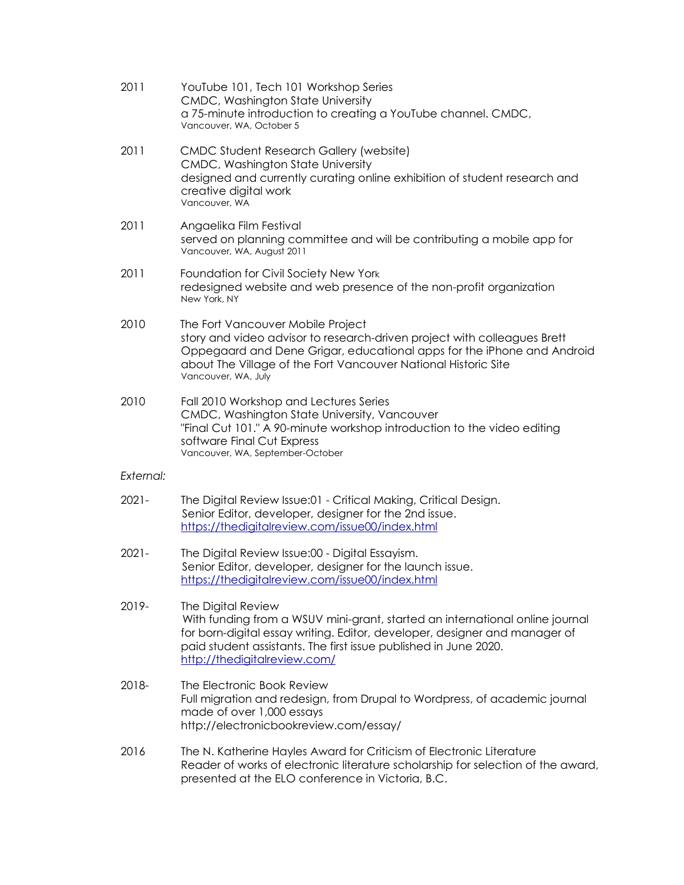2011 YouTube 101, Tech 101 Workshop Series
CMDC, Washington State University
a 75-minute introduction to creating a YouTube channel. CMDC,
Vancouver, WA, October 5

2011 CMDC Student Research Gallery (website)
CMDC, Washington State University
designed and currently curating online exhibition of student research and creative digital work
Vancouver, WA

2011 Angaelika Film Festival
served on planning committee and will be contributing a mobile app for
Vancouver, WA, August 2011

2011 Foundation for Civil Society New York
redesigned website and web presence of the non-profit organization
New York, NY

2010 The Fort Vancouver Mobile Project
story and video advisor to research-driven project with colleagues Brett Oppegaard and Dene Grigar, educational apps for the iPhone and Android about The Village of the Fort Vancouver National Historic Site
Vancouver, WA, July

2010 Fall 2010 Workshop and Lectures Series
CMDC, Washington State University, Vancouver
"Final Cut 101." A 90-minute workshop introduction to the video editing software Final Cut Express
Vancouver, WA, September-October

*External:*

2021- The Digital Review Issue:01 - Critical Making, Critical Design.
Senior Editor, developer, designer for the 2nd issue.
https://thedigitalreview.com/issue00/index.html

2021- The Digital Review Issue:00 - Digital Essayism.
Senior Editor, developer, designer for the launch issue.
https://thedigitalreview.com/issue00/index.html

2019- The Digital Review
With funding from a WSUV mini-grant, started an international online journal for born-digital essay writing. Editor, developer, designer and manager of paid student assistants. The first issue published in June 2020.
http://thedigitalreview.com/

2018- The Electronic Book Review
Full migration and redesign, from Drupal to Wordpress, of academic journal made of over 1,000 essays
http://electronicbookreview.com/essay/

2016 The N. Katherine Hayles Award for Criticism of Electronic Literature
Reader of works of electronic literature scholarship for selection of the award, presented at the ELO conference in Victoria, B.C.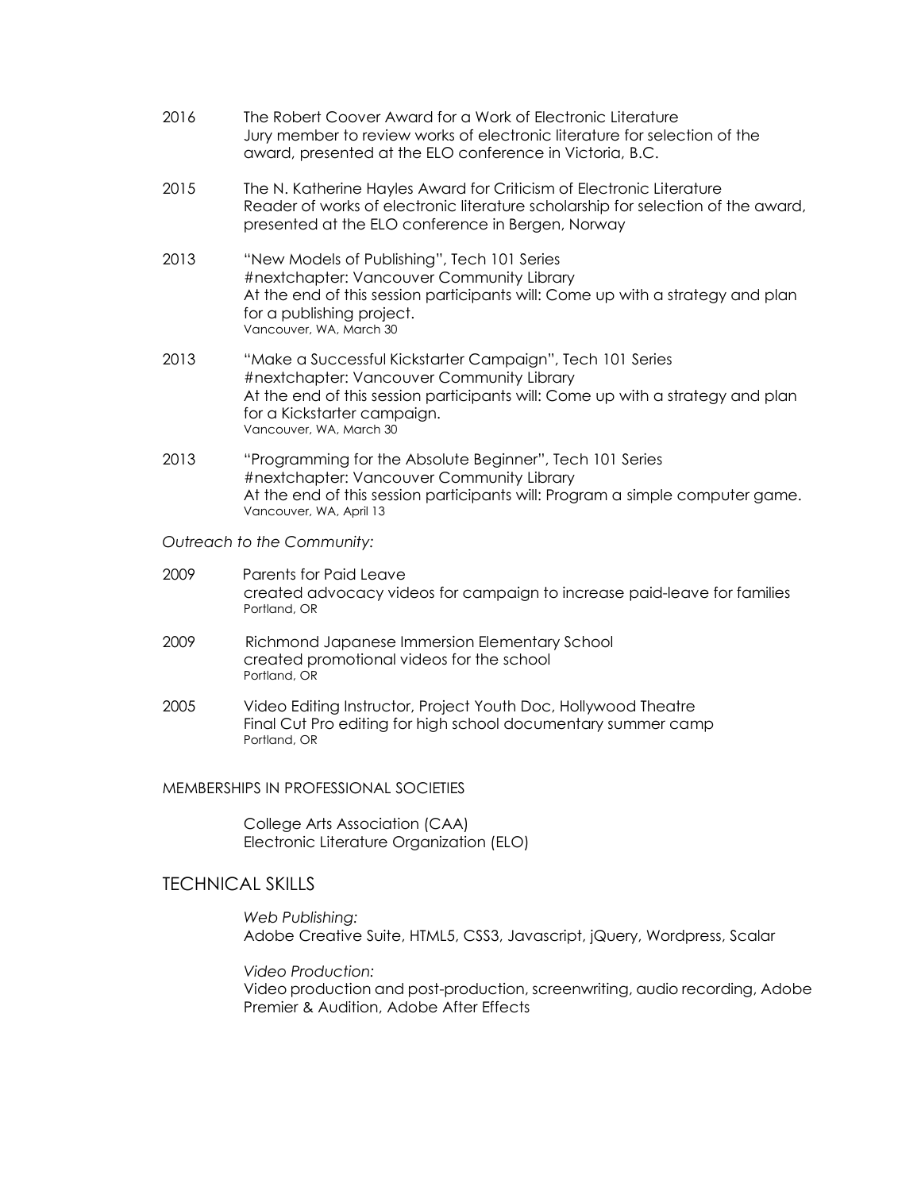2016 The Robert Coover Award for a Work of Electronic Literature
Jury member to review works of electronic literature for selection of the award, presented at the ELO conference in Victoria, B.C.

2015 The N. Katherine Hayles Award for Criticism of Electronic Literature
Reader of works of electronic literature scholarship for selection of the award, presented at the ELO conference in Bergen, Norway

2013 "New Models of Publishing", Tech 101 Series
#nextchapter: Vancouver Community Library
At the end of this session participants will: Come up with a strategy and plan for a publishing project.
Vancouver, WA, March 30

2013 "Make a Successful Kickstarter Campaign", Tech 101 Series
#nextchapter: Vancouver Community Library
At the end of this session participants will: Come up with a strategy and plan for a Kickstarter campaign.
Vancouver, WA, March 30

2013 "Programming for the Absolute Beginner", Tech 101 Series
#nextchapter: Vancouver Community Library
At the end of this session participants will: Program a simple computer game.
Vancouver, WA, April 13

*Outreach to the Community:*

2009 Parents for Paid Leave
created advocacy videos for campaign to increase paid-leave for families
Portland, OR

2009 Richmond Japanese Immersion Elementary School
created promotional videos for the school
Portland, OR

2005 Video Editing Instructor, Project Youth Doc, Hollywood Theatre
Final Cut Pro editing for high school documentary summer camp
Portland, OR

MEMBERSHIPS IN PROFESSIONAL SOCIETIES

College Arts Association (CAA)
Electronic Literature Organization (ELO)

## TECHNICAL SKILLS

*Web Publishing:*
Adobe Creative Suite, HTML5, CSS3, Javascript, jQuery, Wordpress, Scalar

*Video Production:*
Video production and post-production, screenwriting, audio recording, Adobe Premier & Audition, Adobe After Effects